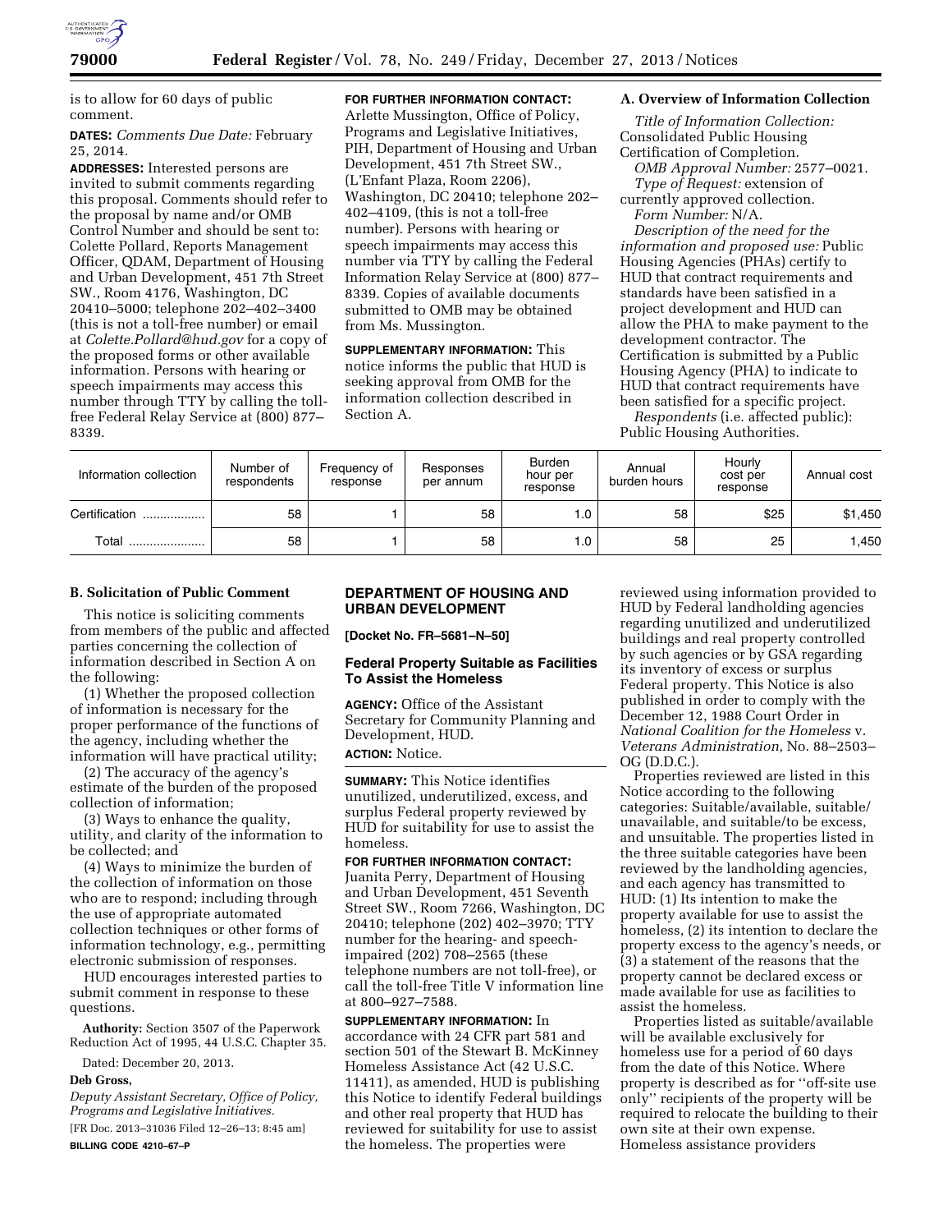is to allow for 60 days of public comment.

**DATES:** *Comments Due Date:* February 25, 2014.

**ADDRESSES:** Interested persons are invited to submit comments regarding this proposal. Comments should refer to the proposal by name and/or OMB Control Number and should be sent to: Colette Pollard, Reports Management Officer, QDAM, Department of Housing and Urban Development, 451 7th Street SW., Room 4176, Washington, DC 20410–5000; telephone 202–402–3400 (this is not a toll-free number) or email at *Colette.Pollard@hud.gov* for a copy of the proposed forms or other available information. Persons with hearing or speech impairments may access this number through TTY by calling the toll-free Federal Relay Service at (800) 877–8339.

**FOR FURTHER INFORMATION CONTACT:** Arlette Mussington, Office of Policy, Programs and Legislative Initiatives, PIH, Department of Housing and Urban Development, 451 7th Street SW., (L'Enfant Plaza, Room 2206), Washington, DC 20410; telephone 202–402–4109, (this is not a toll-free number). Persons with hearing or speech impairments may access this number via TTY by calling the Federal Information Relay Service at (800) 877–8339. Copies of available documents submitted to OMB may be obtained from Ms. Mussington.

**SUPPLEMENTARY INFORMATION:** This notice informs the public that HUD is seeking approval from OMB for the information collection described in Section A.

## A. Overview of Information Collection

*Title of Information Collection:* Consolidated Public Housing Certification of Completion.

*OMB Approval Number:* 2577–0021.

*Type of Request:* extension of currently approved collection.

*Form Number:* N/A.

*Description of the need for the information and proposed use:* Public Housing Agencies (PHAs) certify to HUD that contract requirements and standards have been satisfied in a project development and HUD can allow the PHA to make payment to the development contractor. The Certification is submitted by a Public Housing Agency (PHA) to indicate to HUD that contract requirements have been satisfied for a specific project.

*Respondents* (i.e. affected public): Public Housing Authorities.

| Information collection | Number of respondents | Frequency of response | Responses per annum | Burden hour per response | Annual burden hours | Hourly cost per response | Annual cost |
|---|---|---|---|---|---|---|---|
| Certification .................. | 58 | 1 | 58 | 1.0 | 58 | $25 | $1,450 |
| Total ...................... | 58 | 1 | 58 | 1.0 | 58 | 25 | 1,450 |

## B. Solicitation of Public Comment

This notice is soliciting comments from members of the public and affected parties concerning the collection of information described in Section A on the following:

(1) Whether the proposed collection of information is necessary for the proper performance of the functions of the agency, including whether the information will have practical utility;

(2) The accuracy of the agency's estimate of the burden of the proposed collection of information;

(3) Ways to enhance the quality, utility, and clarity of the information to be collected; and

(4) Ways to minimize the burden of the collection of information on those who are to respond; including through the use of appropriate automated collection techniques or other forms of information technology, e.g., permitting electronic submission of responses.

HUD encourages interested parties to submit comment in response to these questions.

**Authority:** Section 3507 of the Paperwork Reduction Act of 1995, 44 U.S.C. Chapter 35.

Dated: December 20, 2013.

**Deb Gross,**

*Deputy Assistant Secretary, Office of Policy, Programs and Legislative Initiatives.*

[FR Doc. 2013–31036 Filed 12–26–13; 8:45 am]

**BILLING CODE 4210–67–P**

## DEPARTMENT OF HOUSING AND URBAN DEVELOPMENT

**[Docket No. FR–5681–N–50]**

## Federal Property Suitable as Facilities To Assist the Homeless

**AGENCY:** Office of the Assistant Secretary for Community Planning and Development, HUD.

**ACTION:** Notice.

**SUMMARY:** This Notice identifies unutilized, underutilized, excess, and surplus Federal property reviewed by HUD for suitability for use to assist the homeless.

**FOR FURTHER INFORMATION CONTACT:** Juanita Perry, Department of Housing and Urban Development, 451 Seventh Street SW., Room 7266, Washington, DC 20410; telephone (202) 402–3970; TTY number for the hearing- and speech-impaired (202) 708–2565 (these telephone numbers are not toll-free), or call the toll-free Title V information line at 800–927–7588.

**SUPPLEMENTARY INFORMATION:** In accordance with 24 CFR part 581 and section 501 of the Stewart B. McKinney Homeless Assistance Act (42 U.S.C. 11411), as amended, HUD is publishing this Notice to identify Federal buildings and other real property that HUD has reviewed for suitability for use to assist the homeless. The properties were reviewed using information provided to HUD by Federal landholding agencies regarding unutilized and underutilized buildings and real property controlled by such agencies or by GSA regarding its inventory of excess or surplus Federal property. This Notice is also published in order to comply with the December 12, 1988 Court Order in *National Coalition for the Homeless* v. *Veterans Administration,* No. 88–2503–OG (D.D.C.).

Properties reviewed are listed in this Notice according to the following categories: Suitable/available, suitable/unavailable, and suitable/to be excess, and unsuitable. The properties listed in the three suitable categories have been reviewed by the landholding agencies, and each agency has transmitted to HUD: (1) Its intention to make the property available for use to assist the homeless, (2) its intention to declare the property excess to the agency's needs, or (3) a statement of the reasons that the property cannot be declared excess or made available for use as facilities to assist the homeless.

Properties listed as suitable/available will be available exclusively for homeless use for a period of 60 days from the date of this Notice. Where property is described as for "off-site use only" recipients of the property will be required to relocate the building to their own site at their own expense. Homeless assistance providers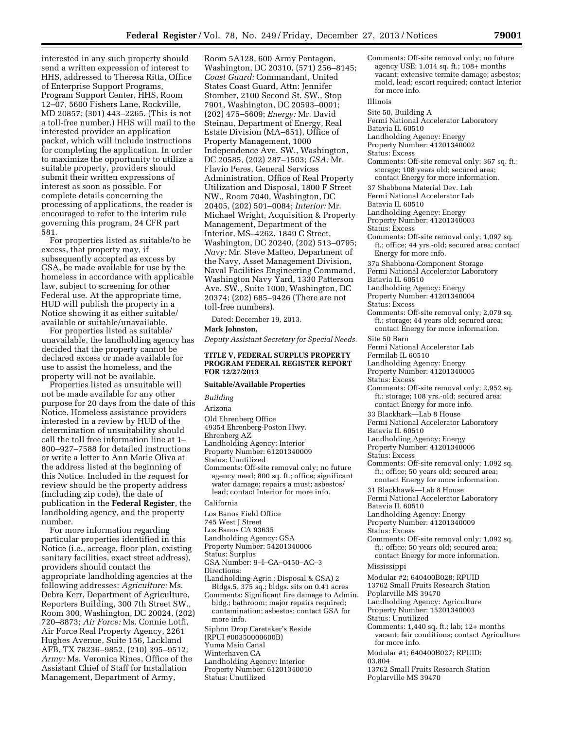interested in any such property should send a written expression of interest to HHS, addressed to Theresa Ritta, Office of Enterprise Support Programs, Program Support Center, HHS, Room 12–07, 5600 Fishers Lane, Rockville, MD 20857; (301) 443–2265. (This is not a toll-free number.) HHS will mail to the interested provider an application packet, which will include instructions for completing the application. In order to maximize the opportunity to utilize a suitable property, providers should submit their written expressions of interest as soon as possible. For complete details concerning the processing of applications, the reader is encouraged to refer to the interim rule governing this program, 24 CFR part 581.

For properties listed as suitable/to be excess, that property may, if subsequently accepted as excess by GSA, be made available for use by the homeless in accordance with applicable law, subject to screening for other Federal use. At the appropriate time, HUD will publish the property in a Notice showing it as either suitable/available or suitable/unavailable.

For properties listed as suitable/unavailable, the landholding agency has decided that the property cannot be declared excess or made available for use to assist the homeless, and the property will not be available.

Properties listed as unsuitable will not be made available for any other purpose for 20 days from the date of this Notice. Homeless assistance providers interested in a review by HUD of the determination of unsuitability should call the toll free information line at 1–800–927–7588 for detailed instructions or write a letter to Ann Marie Oliva at the address listed at the beginning of this Notice. Included in the request for review should be the property address (including zip code), the date of publication in the **Federal Register**, the landholding agency, and the property number.

For more information regarding particular properties identified in this Notice (i.e., acreage, floor plan, existing sanitary facilities, exact street address), providers should contact the appropriate landholding agencies at the following addresses: *Agriculture:* Ms. Debra Kerr, Department of Agriculture, Reporters Building, 300 7th Street SW., Room 300, Washington, DC 20024, (202) 720–8873; *Air Force:* Ms. Connie Lotfi, Air Force Real Property Agency, 2261 Hughes Avenue, Suite 156, Lackland AFB, TX 78236–9852, (210) 395–9512; *Army:* Ms. Veronica Rines, Office of the Assistant Chief of Staff for Installation Management, Department of Army, Room 5A128, 600 Army Pentagon, Washington, DC 20310, (571) 256–8145; *Coast Guard:* Commandant, United States Coast Guard, Attn: Jennifer Stomber, 2100 Second St. SW., Stop 7901, Washington, DC 20593–0001; (202) 475–5609; *Energy:* Mr. David Steinau, Department of Energy, Real Estate Division (MA–651), Office of Property Management, 1000 Independence Ave. SW., Washington, DC 20585, (202) 287–1503; *GSA:* Mr. Flavio Peres, General Services Administration, Office of Real Property Utilization and Disposal, 1800 F Street NW., Room 7040, Washington, DC 20405, (202) 501–0084; *Interior:* Mr. Michael Wright, Acquisition & Property Management, Department of the Interior, MS–4262, 1849 C Street, Washington, DC 20240, (202) 513–0795; *Navy:* Mr. Steve Matteo, Department of the Navy, Asset Management Division, Naval Facilities Engineering Command, Washington Navy Yard, 1330 Patterson Ave. SW., Suite 1000, Washington, DC 20374; (202) 685–9426 (There are not toll-free numbers).

Dated: December 19, 2013.

**Mark Johnston,**

*Deputy Assistant Secretary for Special Needs.*

**TITLE V, FEDERAL SURPLUS PROPERTY PROGRAM FEDERAL REGISTER REPORT FOR 12/27/2013**

**Suitable/Available Properties**

*Building*

Arizona

Old Ehrenberg Office
49354 Ehrenberg-Poston Hwy.
Ehrenberg AZ
Landholding Agency: Interior
Property Number: 61201340009
Status: Unutilized
Comments: Off-site removal only; no future agency need; 800 sq. ft.; office; significant water damage; repairs a must; asbestos/lead; contact Interior for more info.

California

Los Banos Field Office
745 West J Street
Los Banos CA 93635
Landholding Agency: GSA
Property Number: 54201340006
Status: Surplus
GSA Number: 9–I–CA–0450–AC–3
Directions:
(Landholding-Agric.; Disposal & GSA) 2 Bldgs.5, 375 sq.; bldgs. sits on 0.41 acres
Comments: Significant fire damage to Admin. bldg.; bathroom; major repairs required; contamination; asbestos; contact GSA for more info.

Siphon Drop Caretaker's Reside
(RPUI #00350000600B)
Yuma Main Canal
Winterhaven CA
Landholding Agency: Interior
Property Number: 61201340010
Status: Unutilized
Comments: Off-site removal only; no future agency USE; 1,014 sq. ft.; 108+ months vacant; extensive termite damage; asbestos; mold, lead; escort required; contact Interior for more info.

Illinois

Site 50, Building A
Fermi National Accelerator Laboratory
Batavia IL 60510
Landholding Agency: Energy
Property Number: 41201340002
Status: Excess
Comments: Off-site removal only; 367 sq. ft.; storage; 108 years old; secured area; contact Energy for more information.

37 Shabbona Material Dev. Lab
Fermi National Accelerator Lab
Batavia IL 60510
Landholding Agency: Energy
Property Number: 41201340003
Status: Excess
Comments: Off-site removal only; 1,097 sq. ft.; office; 44 yrs.-old; secured area; contact Energy for more info.

37a Shabbona-Component Storage
Fermi National Accelerator Laboratory
Batavia IL 60510
Landholding Agency: Energy
Property Number: 41201340004
Status: Excess
Comments: Off-site removal only; 2,079 sq. ft.; storage; 44 years old; secured area; contact Energy for more information.

Site 50 Barn
Fermi National Accelerator Lab
Fermilab IL 60510
Landholding Agency: Energy
Property Number: 41201340005
Status: Excess
Comments: Off-site removal only; 2,952 sq. ft.; storage; 108 yrs.-old; secured area; contact Energy for more info.

33 Blackhark—Lab 8 House
Fermi National Accelerator Laboratory
Batavia IL 60510
Landholding Agency: Energy
Property Number: 41201340006
Status: Excess
Comments: Off-site removal only; 1,092 sq. ft.; office; 50 years old; secured area; contact Energy for more information.

31 Blackhawk—Lab 8 House
Fermi National Accelerator Laboratory
Batavia IL 60510
Landholding Agency: Energy
Property Number: 41201340009
Status: Excess
Comments: Off-site removal only; 1,092 sq. ft.; office; 50 years old; secured area; contact Energy for more information.

Mississippi

Modular #2; 640400B028; RPUID
13762 Small Fruits Research Station
Poplarville MS 39470
Landholding Agency: Agriculture
Property Number: 15201340003
Status: Unutilized
Comments: 1,440 sq. ft.; lab; 12+ months vacant; fair conditions; contact Agriculture for more info.

Modular #1; 640400B027; RPUID: 03.804
13762 Small Fruits Research Station
Poplarville MS 39470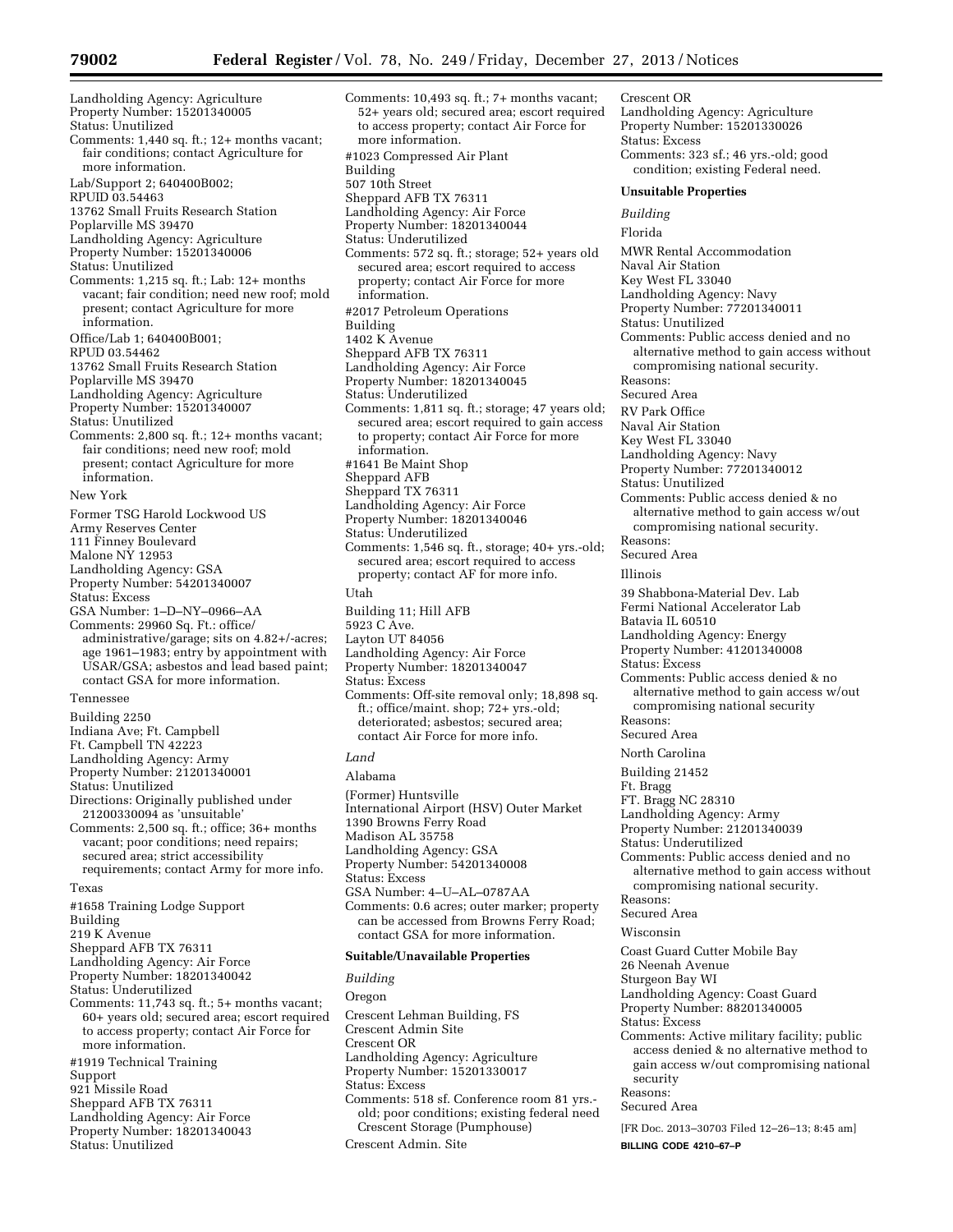Landholding Agency: Agriculture
Property Number: 15201340005
Status: Unutilized
Comments: 1,440 sq. ft.; 12+ months vacant; fair conditions; contact Agriculture for more information.

Lab/Support 2; 640400B002;
RPUID 03.54463
13762 Small Fruits Research Station
Poplarville MS 39470
Landholding Agency: Agriculture
Property Number: 15201340006
Status: Unutilized
Comments: 1,215 sq. ft.; Lab: 12+ months vacant; fair condition; need new roof; mold present; contact Agriculture for more information.

Office/Lab 1; 640400B001;
RPUD 03.54462
13762 Small Fruits Research Station
Poplarville MS 39470
Landholding Agency: Agriculture
Property Number: 15201340007
Status: Unutilized
Comments: 2,800 sq. ft.; 12+ months vacant; fair conditions; need new roof; mold present; contact Agriculture for more information.

New York

Former TSG Harold Lockwood US Army Reserves Center
111 Finney Boulevard
Malone NY 12953
Landholding Agency: GSA
Property Number: 54201340007
Status: Excess
GSA Number: 1–D–NY–0966–AA
Comments: 29960 Sq. Ft.: office/administrative/garage; sits on 4.82+/-acres; age 1961–1983; entry by appointment with USAR/GSA; asbestos and lead based paint; contact GSA for more information.

Tennessee

Building 2250
Indiana Ave; Ft. Campbell
Ft. Campbell TN 42223
Landholding Agency: Army
Property Number: 21201340001
Status: Unutilized
Directions: Originally published under 21200330094 as 'unsuitable'
Comments: 2,500 sq. ft.; office; 36+ months vacant; poor conditions; need repairs; secured area; strict accessibility requirements; contact Army for more info.

Texas

#1658 Training Lodge Support Building
219 K Avenue
Sheppard AFB TX 76311
Landholding Agency: Air Force
Property Number: 18201340042
Status: Underutilized
Comments: 11,743 sq. ft.; 5+ months vacant; 60+ years old; secured area; escort required to access property; contact Air Force for more information.

#1919 Technical Training Support
921 Missile Road
Sheppard AFB TX 76311
Landholding Agency: Air Force
Property Number: 18201340043
Status: Unutilized
Comments: 10,493 sq. ft.; 7+ months vacant; 52+ years old; secured area; escort required to access property; contact Air Force for more information.

#1023 Compressed Air Plant Building
507 10th Street
Sheppard AFB TX 76311
Landholding Agency: Air Force
Property Number: 18201340044
Status: Underutilized
Comments: 572 sq. ft.; storage; 52+ years old secured area; escort required to access property; contact Air Force for more information.

#2017 Petroleum Operations Building
1402 K Avenue
Sheppard AFB TX 76311
Landholding Agency: Air Force
Property Number: 18201340045
Status: Underutilized
Comments: 1,811 sq. ft.; storage; 47 years old; secured area; escort required to gain access to property; contact Air Force for more information.

#1641 Be Maint Shop
Sheppard AFB
Sheppard TX 76311
Landholding Agency: Air Force
Property Number: 18201340046
Status: Underutilized
Comments: 1,546 sq. ft., storage; 40+ yrs.-old; secured area; escort required to access property; contact AF for more info.

Utah

Building 11; Hill AFB
5923 C Ave.
Layton UT 84056
Landholding Agency: Air Force
Property Number: 18201340047
Status: Excess
Comments: Off-site removal only; 18,898 sq. ft.; office/maint. shop; 72+ yrs.-old; deteriorated; asbestos; secured area; contact Air Force for more info.

*Land*

Alabama

(Former) Huntsville International Airport (HSV) Outer Market
1390 Browns Ferry Road
Madison AL 35758
Landholding Agency: GSA
Property Number: 54201340008
Status: Excess
GSA Number: 4–U–AL–0787AA
Comments: 0.6 acres; outer marker; property can be accessed from Browns Ferry Road; contact GSA for more information.

**Suitable/Unavailable Properties**

*Building*

Oregon

Crescent Lehman Building, FS
Crescent Admin Site
Crescent OR
Landholding Agency: Agriculture
Property Number: 15201330017
Status: Excess
Comments: 518 sf. Conference room 81 yrs.-old; poor conditions; existing federal need

Crescent Storage (Pumphouse)
Crescent Admin. Site
Crescent OR
Landholding Agency: Agriculture
Property Number: 15201330026
Status: Excess
Comments: 323 sf.; 46 yrs.-old; good condition; existing Federal need.

**Unsuitable Properties**

*Building*

Florida

MWR Rental Accommodation
Naval Air Station
Key West FL 33040
Landholding Agency: Navy
Property Number: 77201340011
Status: Unutilized
Comments: Public access denied and no alternative method to gain access without compromising national security.
Reasons:
Secured Area

RV Park Office
Naval Air Station
Key West FL 33040
Landholding Agency: Navy
Property Number: 77201340012
Status: Unutilized
Comments: Public access denied & no alternative method to gain access w/out compromising national security.
Reasons:
Secured Area

Illinois

39 Shabbona-Material Dev. Lab
Fermi National Accelerator Lab
Batavia IL 60510
Landholding Agency: Energy
Property Number: 41201340008
Status: Excess
Comments: Public access denied & no alternative method to gain access w/out compromising national security
Reasons:
Secured Area

North Carolina

Building 21452
Ft. Bragg
FT. Bragg NC 28310
Landholding Agency: Army
Property Number: 21201340039
Status: Underutilized
Comments: Public access denied and no alternative method to gain access without compromising national security.
Reasons:
Secured Area

Wisconsin

Coast Guard Cutter Mobile Bay
26 Neenah Avenue
Sturgeon Bay WI
Landholding Agency: Coast Guard
Property Number: 88201340005
Status: Excess
Comments: Active military facility; public access denied & no alternative method to gain access w/out compromising national security
Reasons:
Secured Area

[FR Doc. 2013–30703 Filed 12–26–13; 8:45 am]

**BILLING CODE 4210–67–P**